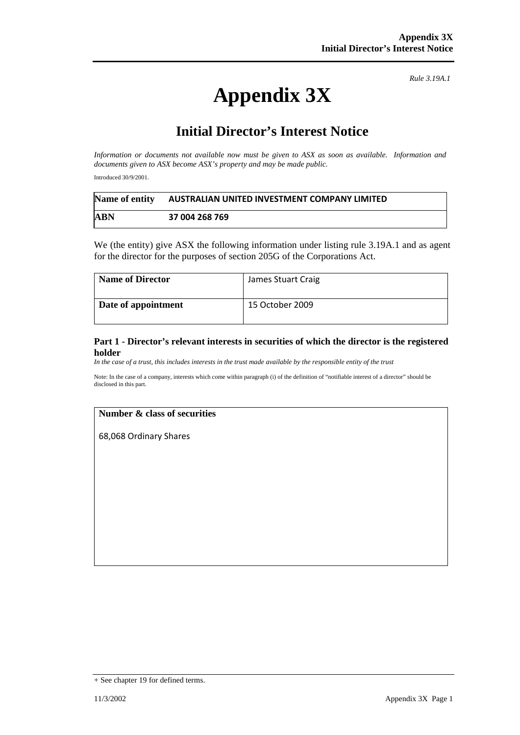*Rule 3.19A.1*

# Appendix 3X

## Initial Director's Interest Notice

*Information or documents not available now must be given to ASX as soon as available. Information and documents given to ASX become ASX's property and may be made public.*

Introduced 30/9/2001.

| Name of entity | AUSTRALIAN UNITED INVESTMENT COMPANY LIMITED |
|---|---|
| ABN | 37 004 268 769 |

We (the entity) give ASX the following information under listing rule 3.19A.1 and as agent for the director for the purposes of section 205G of the Corporations Act.

| Name of Director | James Stuart Craig |
|---|---|
| Date of appointment | 15 October 2009 |

### Part 1 - Director's relevant interests in securities of which the director is the registered holder

*In the case of a trust, this includes interests in the trust made available by the responsible entity of the trust*

Note: In the case of a company, interests which come within paragraph (i) of the definition of "notifiable interest of a director" should be disclosed in this part.

| Number & class of securities |
|---|
| 68,068 Ordinary Shares |

+ See chapter 19 for defined terms.

11/3/2002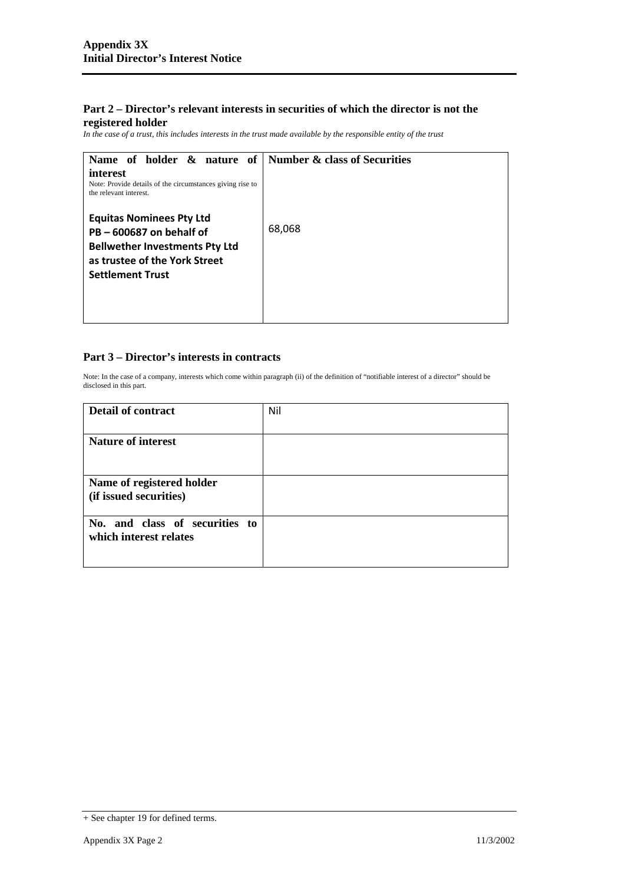## Part 2 – Director's relevant interests in securities of which the director is not the registered holder

*In the case of a trust, this includes interests in the trust made available by the responsible entity of the trust*

| **Name of holder & nature of interest**<br>Note: Provide details of the circumstances giving rise to the relevant interest. | **Number & class of Securities** |
|---|---|
| **Equitas Nominees Pty Ltd PB – 600687 on behalf of Bellwether Investments Pty Ltd as trustee of the York Street Settlement Trust** | 68,068 |

## Part 3 – Director's interests in contracts

Note: In the case of a company, interests which come within paragraph (ii) of the definition of "notifiable interest of a director" should be disclosed in this part.

| | |
|---|---|
| **Detail of contract** | Nil |
| **Nature of interest** | |
| **Name of registered holder (if issued securities)** | |
| **No. and class of securities to which interest relates** | |

+ See chapter 19 for defined terms.